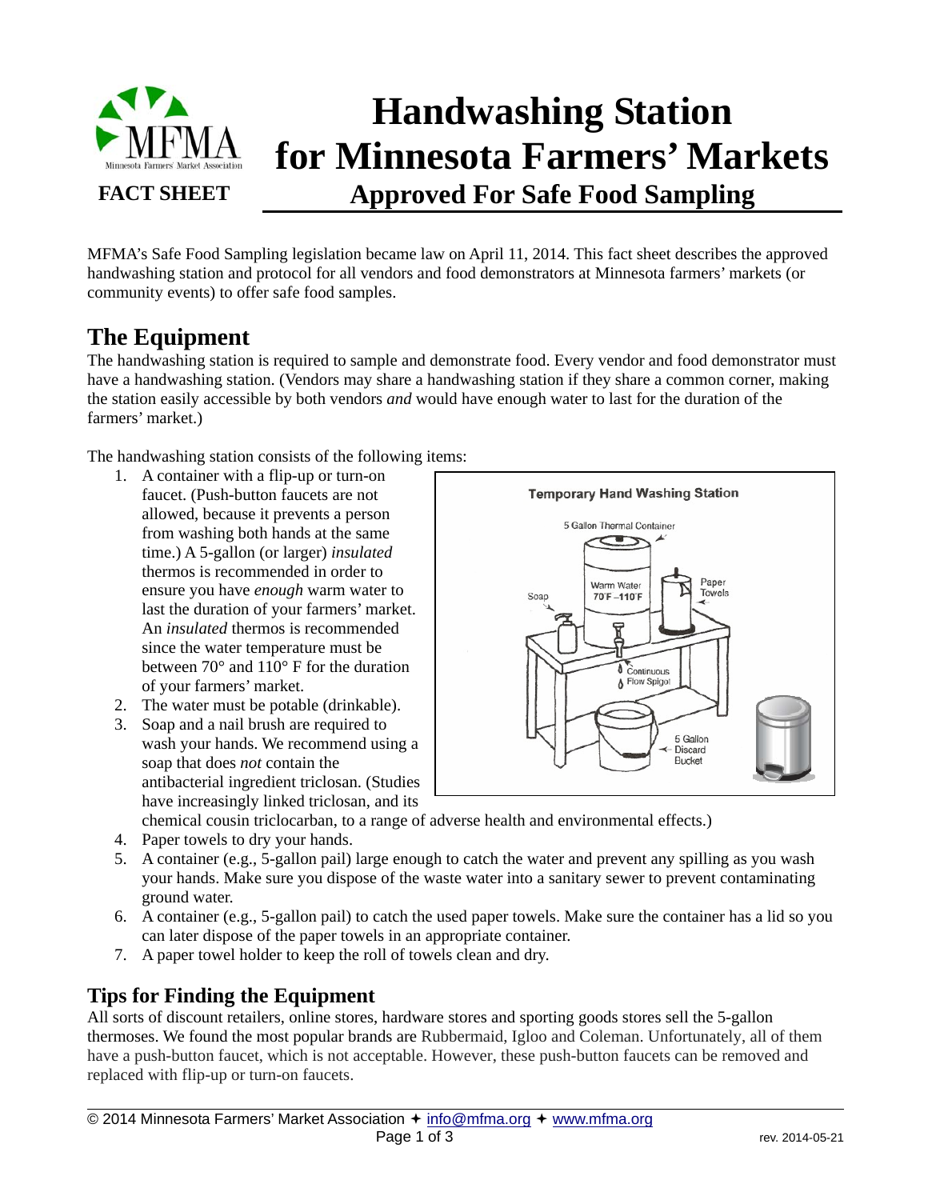# Handwashing Station for Minnesota Farmers' Markets

## Approved For Safe Food Sampling

**FACT SHEET**

MFMA's Safe Food Sampling legislation became law on April 11, 2014. This fact sheet describes the approved handwashing station and protocol for all vendors and food demonstrators at Minnesota farmers' markets (or community events) to offer safe food samples.

## The Equipment

The handwashing station is required to sample and demonstrate food. Every vendor and food demonstrator must have a handwashing station. (Vendors may share a handwashing station if they share a common corner, making the station easily accessible by both vendors *and* would have enough water to last for the duration of the farmers' market.)

The handwashing station consists of the following items:

1. A container with a flip-up or turn-on faucet. (Push-button faucets are not allowed, because it prevents a person from washing both hands at the same time.) A 5-gallon (or larger) *insulated* thermos is recommended in order to ensure you have *enough* warm water to last the duration of your farmers' market. An *insulated* thermos is recommended since the water temperature must be between 70° and 110° F for the duration of your farmers' market.
2. The water must be potable (drinkable).
3. Soap and a nail brush are required to wash your hands. We recommend using a soap that does *not* contain the antibacterial ingredient triclosan. (Studies have increasingly linked triclosan, and its chemical cousin triclocarban, to a range of adverse health and environmental effects.)
4. Paper towels to dry your hands.
5. A container (e.g., 5-gallon pail) large enough to catch the water and prevent any spilling as you wash your hands. Make sure you dispose of the waste water into a sanitary sewer to prevent contaminating ground water.
6. A container (e.g., 5-gallon pail) to catch the used paper towels. Make sure the container has a lid so you can later dispose of the paper towels in an appropriate container.
7. A paper towel holder to keep the roll of towels clean and dry.

**Temporary Hand Washing Station**

5 Gallon Thermal Container — Warm Water 70°F – 110°F; Soap; Paper Towels; Continuous Flow Spigot; 5 Gallon Discard Bucket

## Tips for Finding the Equipment

All sorts of discount retailers, online stores, hardware stores and sporting goods stores sell the 5-gallon thermoses. We found the most popular brands are Rubbermaid, Igloo and Coleman. Unfortunately, all of them have a push-button faucet, which is not acceptable. However, these push-button faucets can be removed and replaced with flip-up or turn-on faucets.

© 2014 Minnesota Farmers' Market Association ✦ info@mfma.org ✦ www.mfma.org

rev. 2014-05-21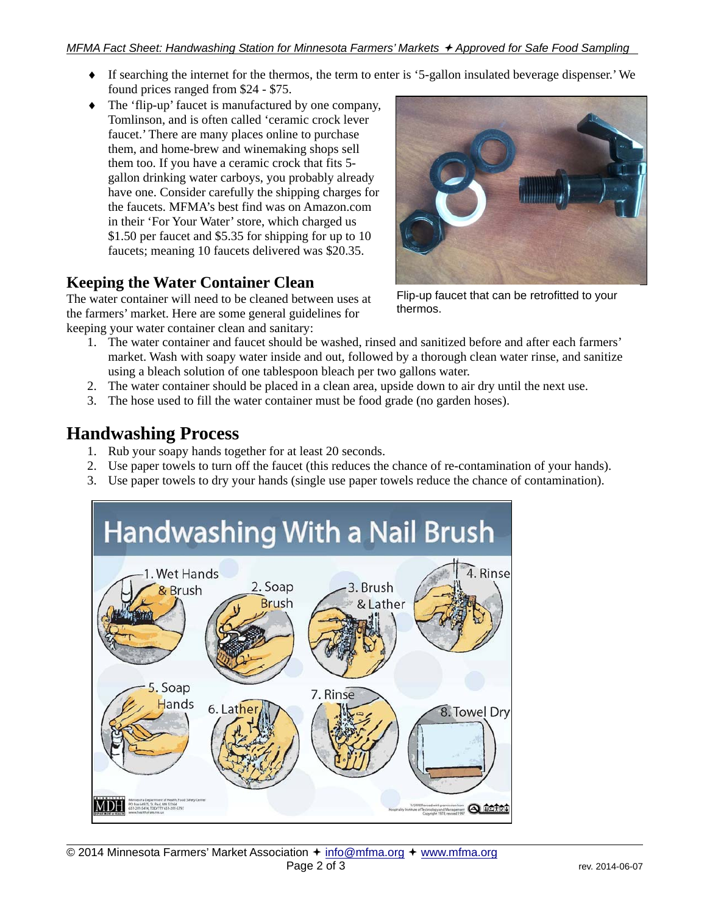- If searching the internet for the thermos, the term to enter is '5-gallon insulated beverage dispenser.' We found prices ranged from $24 - $75.
- The 'flip-up' faucet is manufactured by one company, Tomlinson, and is often called 'ceramic crock lever faucet.' There are many places online to purchase them, and home-brew and winemaking shops sell them too. If you have a ceramic crock that fits 5-gallon drinking water carboys, you probably already have one. Consider carefully the shipping charges for the faucets. MFMA's best find was on Amazon.com in their 'For Your Water' store, which charged us $1.50 per faucet and $5.35 for shipping for up to 10 faucets; meaning 10 faucets delivered was $20.35.

Flip-up faucet that can be retrofitted to your thermos.

### Keeping the Water Container Clean

The water container will need to be cleaned between uses at the farmers' market. Here are some general guidelines for keeping your water container clean and sanitary:

1. The water container and faucet should be washed, rinsed and sanitized before and after each farmers' market. Wash with soapy water inside and out, followed by a thorough clean water rinse, and sanitize using a bleach solution of one tablespoon bleach per two gallons water.
2. The water container should be placed in a clean area, upside down to air dry until the next use.
3. The hose used to fill the water container must be food grade (no garden hoses).

## Handwashing Process

1. Rub your soapy hands together for at least 20 seconds.
2. Use paper towels to turn off the faucet (this reduces the chance of re-contamination of your hands).
3. Use paper towels to dry your hands (single use paper towels reduce the chance of contamination).

Handwashing With a Nail Brush

1. Wet Hands & Brush
2. Soap Brush
3. Brush & Lather
4. Rinse
5. Soap Hands
6. Lather
7. Rinse
8. Towel Dry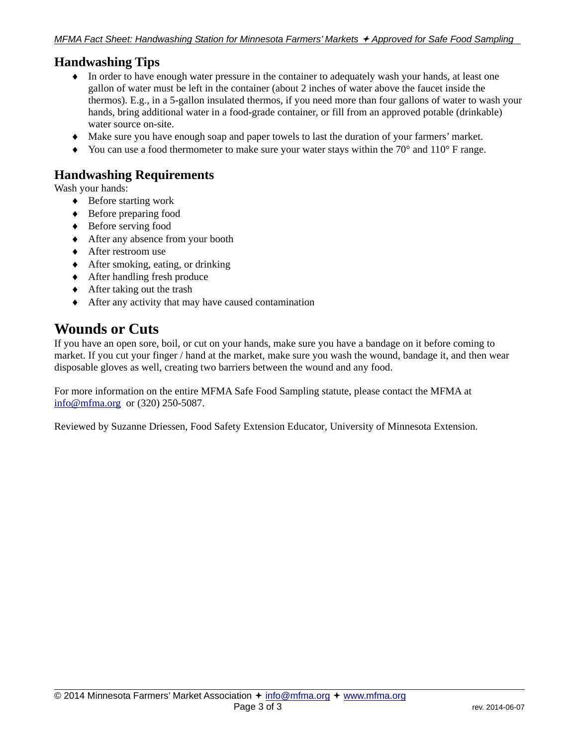## Handwashing Tips

- In order to have enough water pressure in the container to adequately wash your hands, at least one gallon of water must be left in the container (about 2 inches of water above the faucet inside the thermos). E.g., in a 5-gallon insulated thermos, if you need more than four gallons of water to wash your hands, bring additional water in a food-grade container, or fill from an approved potable (drinkable) water source on-site.
- Make sure you have enough soap and paper towels to last the duration of your farmers' market.
- You can use a food thermometer to make sure your water stays within the 70° and 110° F range.

## Handwashing Requirements

Wash your hands:

- Before starting work
- Before preparing food
- Before serving food
- After any absence from your booth
- After restroom use
- After smoking, eating, or drinking
- After handling fresh produce
- After taking out the trash
- After any activity that may have caused contamination

# Wounds or Cuts

If you have an open sore, boil, or cut on your hands, make sure you have a bandage on it before coming to market. If you cut your finger / hand at the market, make sure you wash the wound, bandage it, and then wear disposable gloves as well, creating two barriers between the wound and any food.

For more information on the entire MFMA Safe Food Sampling statute, please contact the MFMA at info@mfma.org or (320) 250-5087.

Reviewed by Suzanne Driessen, Food Safety Extension Educator, University of Minnesota Extension.